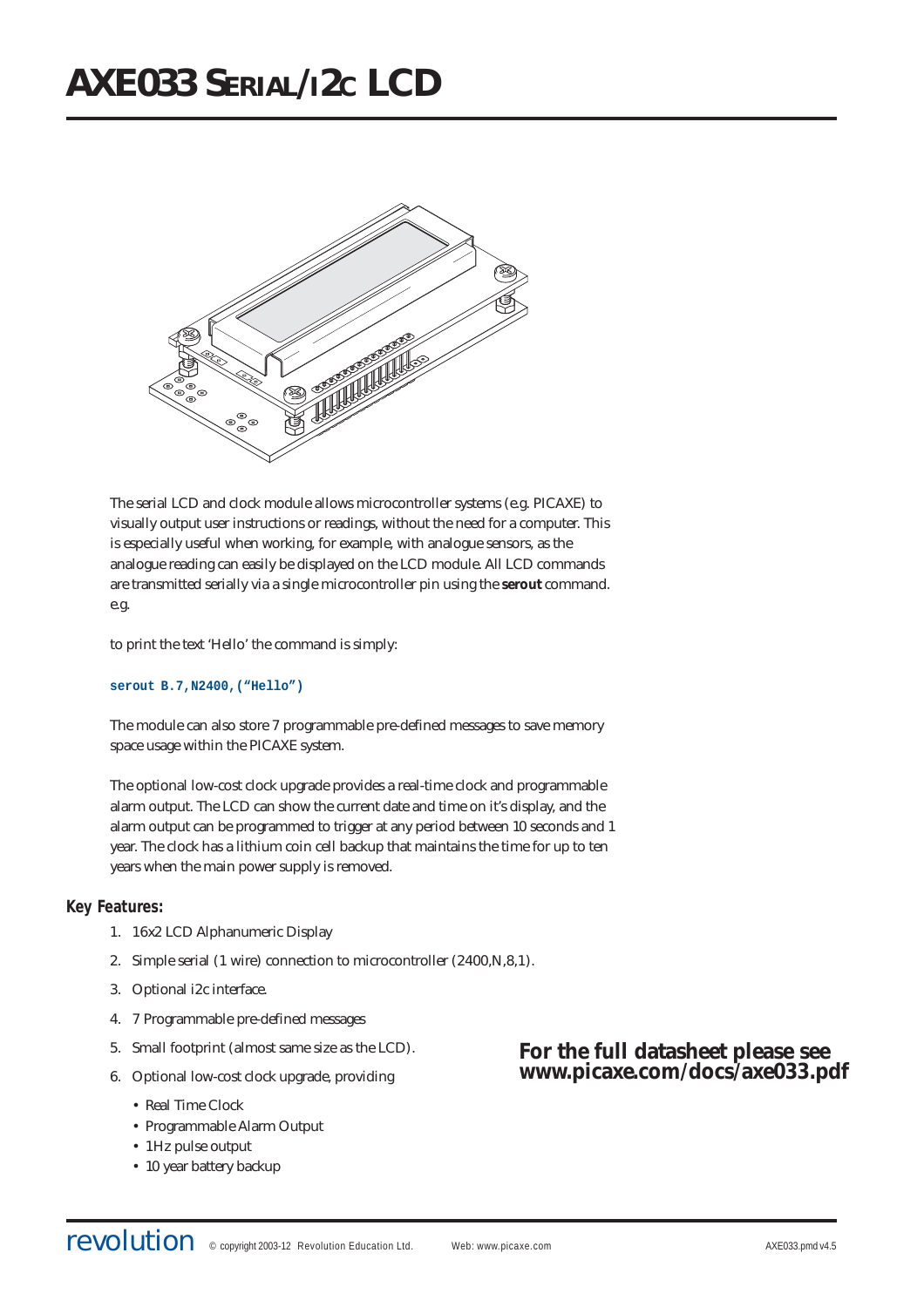# AXE033 Serial/i2c LCD

The serial LCD and clock module allows microcontroller systems (e.g. PICAXE) to visually output user instructions or readings, without the need for a computer. This is especially useful when working, for example, with analogue sensors, as the analogue reading can easily be displayed on the LCD module. All LCD commands are transmitted serially via a single microcontroller pin using the **serout** command. e.g.

to print the text 'Hello' the command is simply:

```
serout B.7,N2400,("Hello")
```

The module can also store 7 programmable pre-defined messages to save memory space usage within the PICAXE system.

The optional low-cost clock upgrade provides a real-time clock and programmable alarm output. The LCD can show the current date and time on it's display, and the alarm output can be programmed to trigger at any period between 10 seconds and 1 year. The clock has a lithium coin cell backup that maintains the time for up to ten years when the main power supply is removed.

## Key Features:

1. 16x2 LCD Alphanumeric Display
2. Simple serial (1 wire) connection to microcontroller (2400,N,8,1).
3. Optional i2c interface.
4. 7 Programmable pre-defined messages
5. Small footprint (almost same size as the LCD).
6. Optional low-cost clock upgrade, providing
   - Real Time Clock
   - Programmable Alarm Output
   - 1Hz pulse output
   - 10 year battery backup

**For the full datasheet please see www.picaxe.com/docs/axe033.pdf**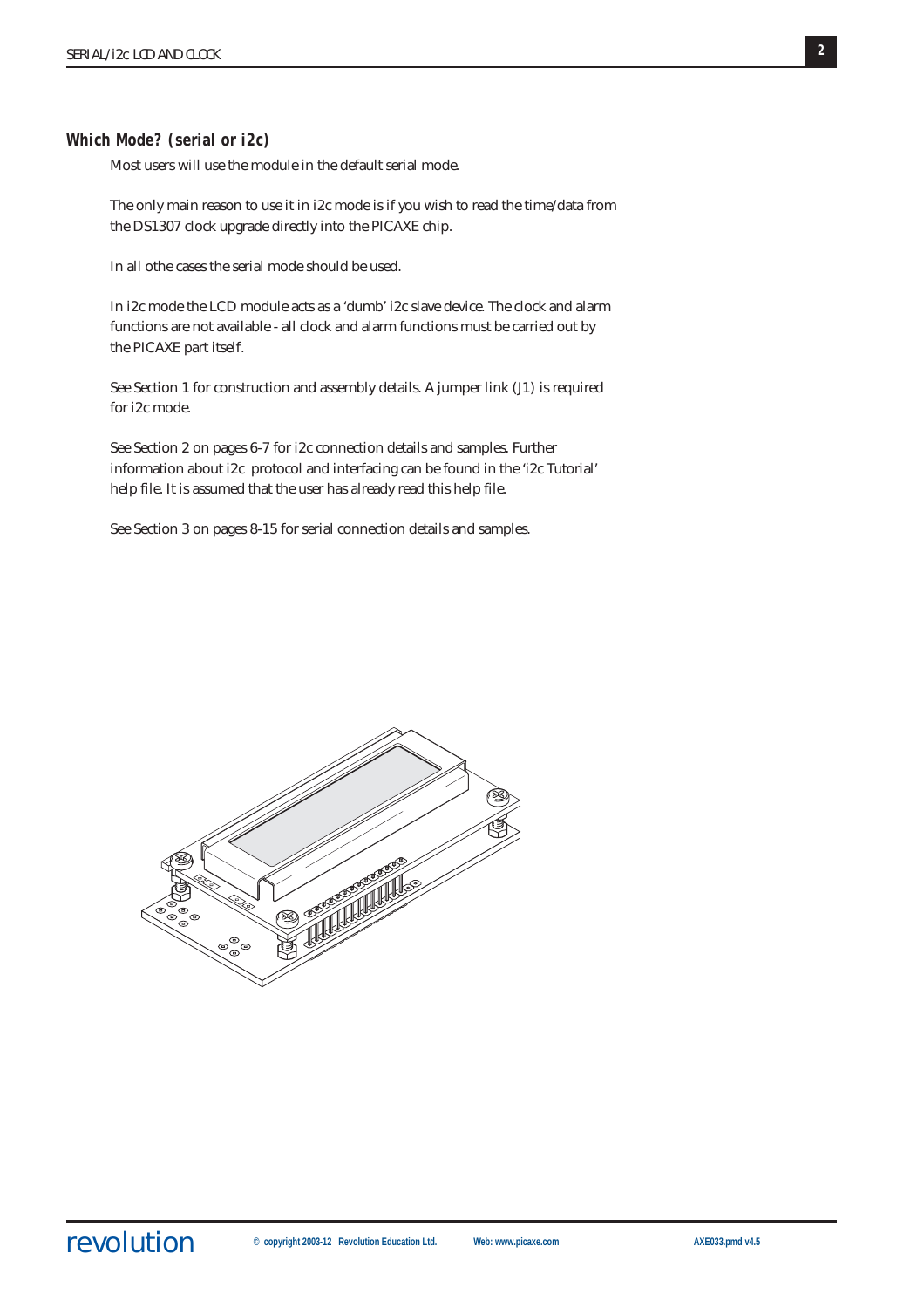## Which Mode? (serial or i2c)

Most users will use the module in the default serial mode.

The only main reason to use it in i2c mode is if you wish to read the time/data from the DS1307 clock upgrade directly into the PICAXE chip.

In all othe cases the serial mode should be used.

In i2c mode the LCD module acts as a 'dumb' i2c slave device. The clock and alarm functions are not available - all clock and alarm functions must be carried out by the PICAXE part itself.

See Section 1 for construction and assembly details. A jumper link (J1) is required for i2c mode.

See Section 2 on pages 6-7 for i2c connection details and samples. Further information about i2c protocol and interfacing can be found in the 'i2c Tutorial' help file. It is assumed that the user has already read this help file.

See Section 3 on pages 8-15 for serial connection details and samples.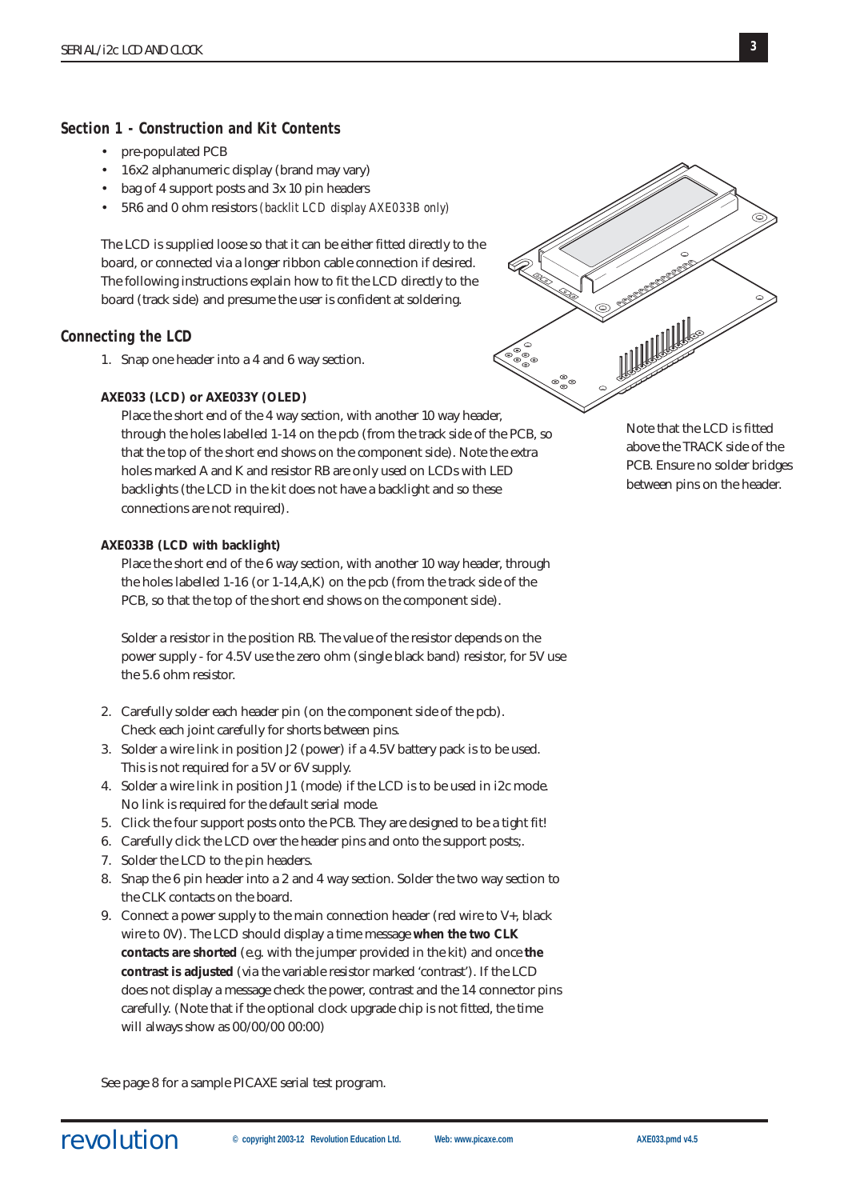## Section 1 - Construction and Kit Contents

- pre-populated PCB
- 16x2 alphanumeric display (brand may vary)
- bag of 4 support posts and 3x 10 pin headers
- 5R6 and 0 ohm resistors *(backlit LCD display AXE033B only)*

The LCD is supplied loose so that it can be either fitted directly to the board, or connected via a longer ribbon cable connection if desired. The following instructions explain how to fit the LCD directly to the board (track side) and presume the user is confident at soldering.

## Connecting the LCD

1. Snap one header into a 4 and 6 way section.

**AXE033 (LCD) or AXE033Y (OLED)**

Place the short end of the 4 way section, with another 10 way header, through the holes labelled 1-14 on the pcb (from the track side of the PCB, so that the top of the short end shows on the component side). Note the extra holes marked A and K and resistor RB are only used on LCDs with LED backlights (the LCD in the kit does not have a backlight and so these connections are not required).

**AXE033B (LCD with backlight)**

Place the short end of the 6 way section, with another 10 way header, through the holes labelled 1-16 (or 1-14,A,K) on the pcb (from the track side of the PCB, so that the top of the short end shows on the component side).

Solder a resistor in the position RB. The value of the resistor depends on the power supply - for 4.5V use the zero ohm (single black band) resistor, for 5V use the 5.6 ohm resistor.

Note that the LCD is fitted above the TRACK side of the PCB. Ensure no solder bridges between pins on the header.

2. Carefully solder each header pin (on the component side of the pcb). Check each joint carefully for shorts between pins.
3. Solder a wire link in position J2 (power) if a 4.5V battery pack is to be used. This is not required for a 5V or 6V supply.
4. Solder a wire link in position J1 (mode) if the LCD is to be used in i2c mode. No link is required for the default serial mode.
5. Click the four support posts onto the PCB. They are designed to be a tight fit!
6. Carefully click the LCD over the header pins and onto the support posts;.
7. Solder the LCD to the pin headers.
8. Snap the 6 pin header into a 2 and 4 way section. Solder the two way section to the CLK contacts on the board.
9. Connect a power supply to the main connection header (red wire to V+, black wire to 0V). The LCD should display a time message **when the two CLK contacts are shorted** (e.g. with the jumper provided in the kit) and once **the contrast is adjusted** (via the variable resistor marked 'contrast'). If the LCD does not display a message check the power, contrast and the 14 connector pins carefully. (Note that if the optional clock upgrade chip is not fitted, the time will always show as 00/00/00 00:00)

See page 8 for a sample PICAXE serial test program.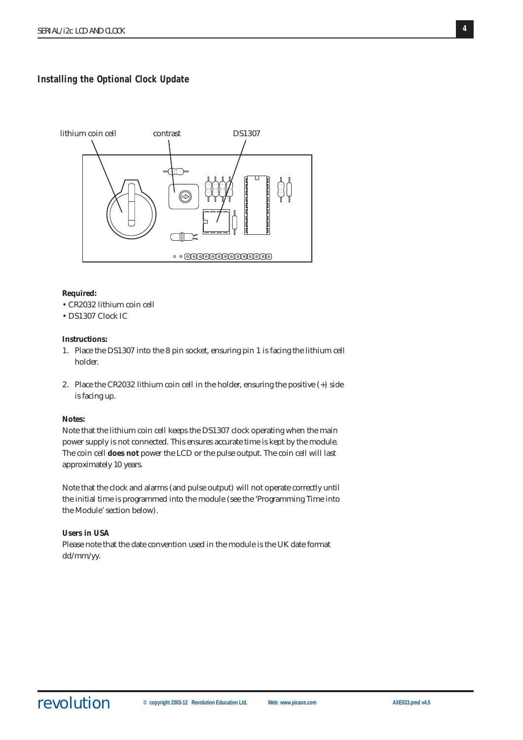## Installing the Optional Clock Update

lithium coin cell    contrast    DS1307

**Required:**

- CR2032 lithium coin cell
- DS1307 Clock IC

**Instructions:**

1. Place the DS1307 into the 8 pin socket, ensuring pin 1 is facing the lithium cell holder.

2. Place the CR2032 lithium coin cell in the holder, ensuring the positive (+) side is facing up.

**Notes:**

Note that the lithium coin cell keeps the DS1307 clock operating when the main power supply is not connected. This ensures accurate time is kept by the module. The coin cell **does not** power the LCD or the pulse output. The coin cell will last approximately 10 years.

Note that the clock and alarms (and pulse output) will not operate correctly until the initial time is programmed into the module (see the 'Programming Time into the Module' section below).

**Users in USA**

Please note that the date convention used in the module is the UK date format dd/mm/yy.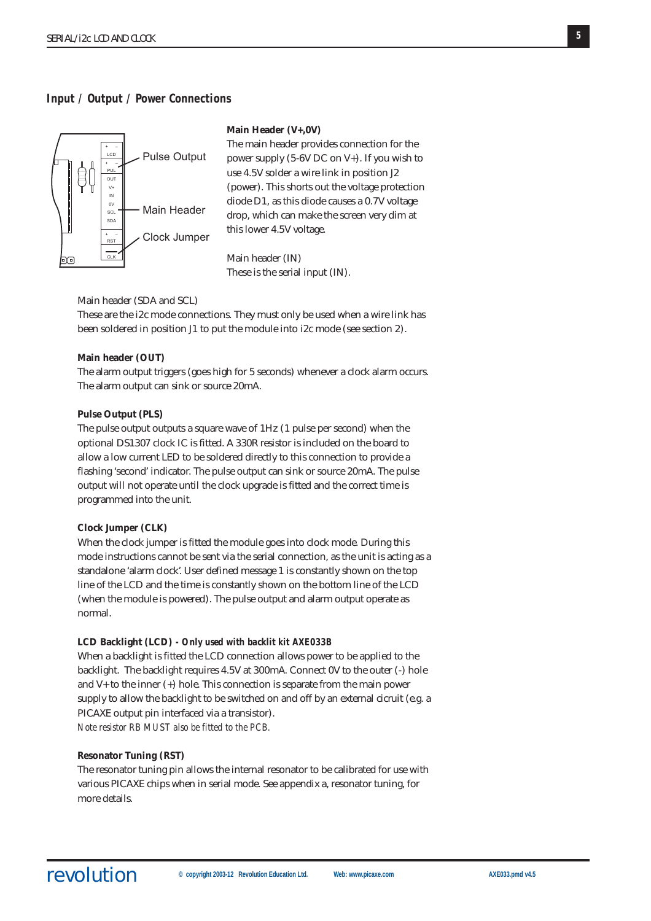## Input / Output / Power Connections

Pulse Output

Main Header

Clock Jumper

**Main Header (V+,0V)**
The main header provides connection for the power supply (5-6V DC on V+). If you wish to use 4.5V solder a wire link in position J2 (power). This shorts out the voltage protection diode D1, as this diode causes a 0.7V voltage drop, which can make the screen very dim at this lower 4.5V voltage.

Main header (IN)
These is the serial input (IN).

Main header (SDA and SCL)
These are the i2c mode connections. They must only be used when a wire link has been soldered in position J1 to put the module into i2c mode (see section 2).

**Main header (OUT)**
The alarm output triggers (goes high for 5 seconds) whenever a clock alarm occurs. The alarm output can sink or source 20mA.

**Pulse Output (PLS)**
The pulse output outputs a square wave of 1Hz (1 pulse per second) when the optional DS1307 clock IC is fitted. A 330R resistor is included on the board to allow a low current LED to be soldered directly to this connection to provide a flashing 'second' indicator. The pulse output can sink or source 20mA. The pulse output will not operate until the clock upgrade is fitted and the correct time is programmed into the unit.

**Clock Jumper (CLK)**
When the clock jumper is fitted the module goes into clock mode. During this mode instructions cannot be sent via the serial connection, as the unit is acting as a standalone 'alarm clock'. User defined message 1 is constantly shown on the top line of the LCD and the time is constantly shown on the bottom line of the LCD (when the module is powered). The pulse output and alarm output operate as normal.

**LCD Backlight (LCD) - *Only used with backlit kit AXE033B***
When a backlight is fitted the LCD connection allows power to be applied to the backlight. The backlight requires 4.5V at 300mA. Connect 0V to the outer (-) hole and V+ to the inner (+) hole. This connection is separate from the main power supply to allow the backlight to be switched on and off by an external cicruit (e.g. a PICAXE output pin interfaced via a transistor).
*Note resistor RB MUST also be fitted to the PCB.*

**Resonator Tuning (RST)**
The resonator tuning pin allows the internal resonator to be calibrated for use with various PICAXE chips when in serial mode. See appendix a, resonator tuning, for more details.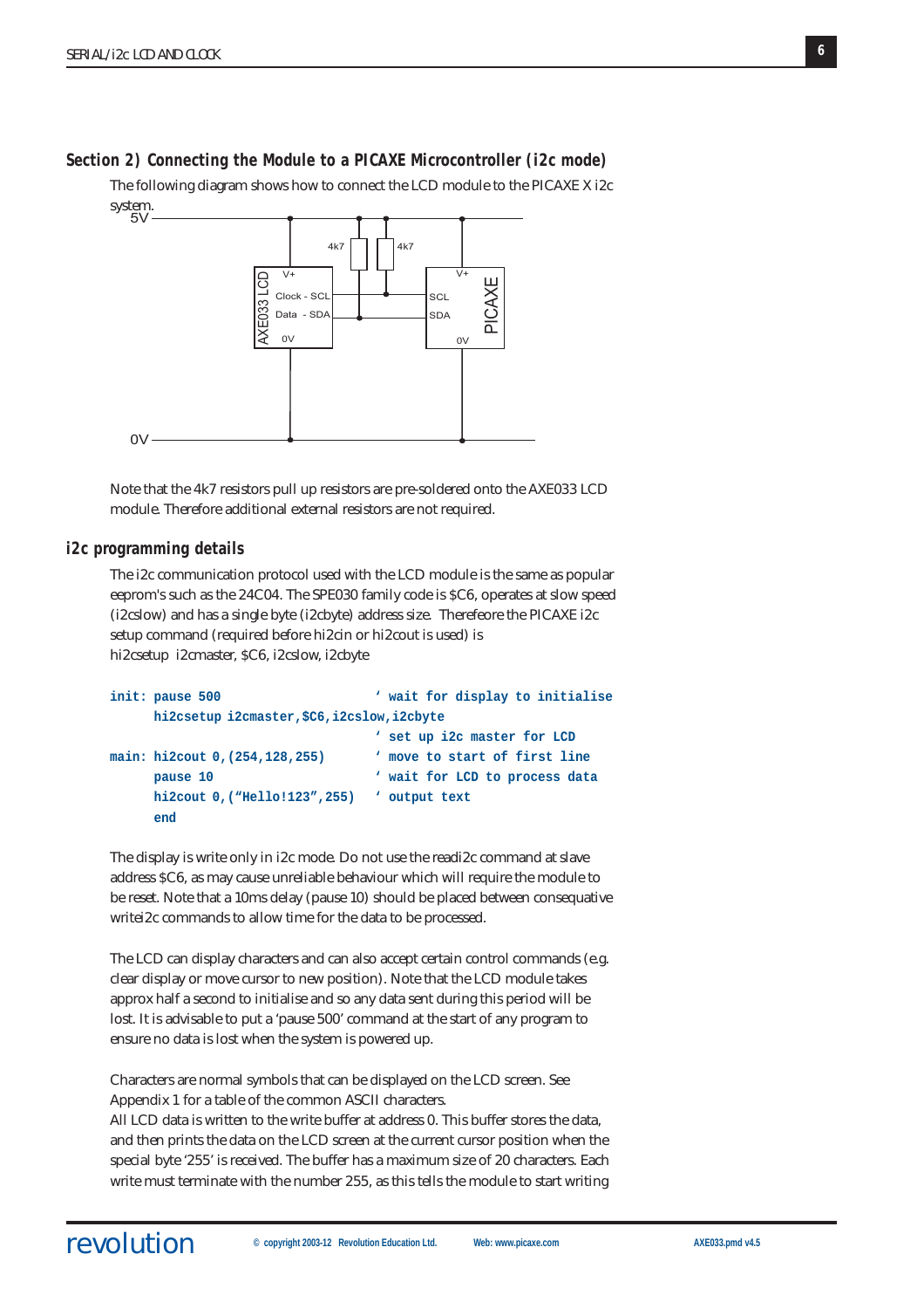## Section 2) Connecting the Module to a PICAXE Microcontroller (i2c mode)

The following diagram shows how to connect the LCD module to the PICAXE X i2c system.

5V

4k7 4k7

AXE033 LCD: V+, Clock - SCL, Data - SDA, 0V

PICAXE: V+, SCL, SDA, 0V

0V

Note that the 4k7 resistors pull up resistors are pre-soldered onto the AXE033 LCD module. Therefore additional external resistors are not required.

## i2c programming details

The i2c communication protocol used with the LCD module is the same as popular eeprom's such as the 24C04. The SPE030 family code is $C6, operates at slow speed (i2cslow) and has a single byte (i2cbyte) address size. Thereefore the PICAXE i2c setup command (required before hi2cin or hi2cout is used) is
hi2csetup i2cmaster, $C6, i2cslow, i2cbyte

```
init: pause 500                    ' wait for display to initialise
      hi2csetup i2cmaster,$C6,i2cslow,i2cbyte
                                   ' set up i2c master for LCD
main: hi2cout 0,(254,128,255)      ' move to start of first line
      pause 10                     ' wait for LCD to process data
      hi2cout 0,("Hello!123",255)  ' output text
      end
```

The display is write only in i2c mode. Do not use the readi2c command at slave address $C6, as may cause unreliable behaviour which will require the module to be reset. Note that a 10ms delay (pause 10) should be placed between consequative writei2c commands to allow time for the data to be processed.

The LCD can display characters and can also accept certain control commands (e.g. clear display or move cursor to new position). Note that the LCD module takes approx half a second to initialise and so any data sent during this period will be lost. It is advisable to put a 'pause 500' command at the start of any program to ensure no data is lost when the system is powered up.

Characters are normal symbols that can be displayed on the LCD screen. See Appendix 1 for a table of the common ASCII characters.
All LCD data is written to the write buffer at address 0. This buffer stores the data, and then prints the data on the LCD screen at the current cursor position when the special byte '255' is received. The buffer has a maximum size of 20 characters. Each write must terminate with the number 255, as this tells the module to start writing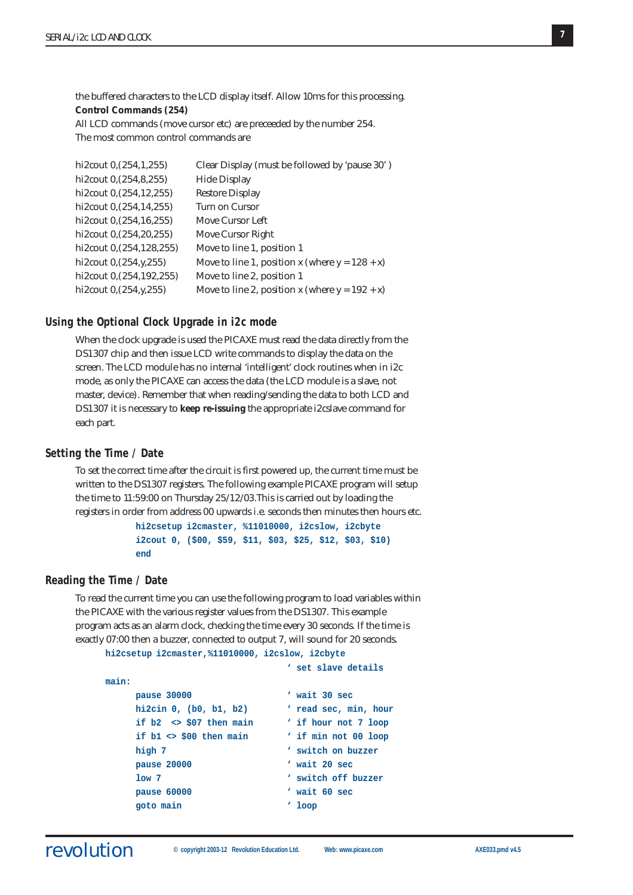the buffered characters to the LCD display itself. Allow 10ms for this processing.

**Control Commands (254)**

All LCD commands (move cursor etc) are preceeded by the number 254.
The most common control commands are

| Command | Description |
|---|---|
| hi2cout 0,(254,1,255) | Clear Display (must be followed by 'pause 30' ) |
| hi2cout 0,(254,8,255) | Hide Display |
| hi2cout 0,(254,12,255) | Restore Display |
| hi2cout 0,(254,14,255) | Turn on Cursor |
| hi2cout 0,(254,16,255) | Move Cursor Left |
| hi2cout 0,(254,20,255) | Move Cursor Right |
| hi2cout 0,(254,128,255) | Move to line 1, position 1 |
| hi2cout 0,(254,y,255) | Move to line 1, position x (where y = 128 + x) |
| hi2cout 0,(254,192,255) | Move to line 2, position 1 |
| hi2cout 0,(254,y,255) | Move to line 2, position x (where y = 192 + x) |

## Using the Optional Clock Upgrade in i2c mode

When the clock upgrade is used the PICAXE must read the data directly from the DS1307 chip and then issue LCD write commands to display the data on the screen. The LCD module has no internal 'intelligent' clock routines when in i2c mode, as only the PICAXE can access the data (the LCD module is a slave, not master, device). Remember that when reading/sending the data to both LCD and DS1307 it is necessary to **keep re-issuing** the appropriate i2cslave command for each part.

## Setting the Time / Date

To set the correct time after the circuit is first powered up, the current time must be written to the DS1307 registers. The following example PICAXE program will setup the time to 11:59:00 on Thursday 25/12/03.This is carried out by loading the registers in order from address 00 upwards i.e. seconds then minutes then hours etc.

```
hi2csetup i2cmaster, %11010000, i2cslow, i2cbyte
i2cout 0, ($00, $59, $11, $03, $25, $12, $03, $10)
end
```

## Reading the Time / Date

To read the current time you can use the following program to load variables within the PICAXE with the various register values from the DS1307. This example program acts as an alarm clock, checking the time every 30 seconds. If the time is exactly 07:00 then a buzzer, connected to output 7, will sound for 20 seconds.

```
hi2csetup i2cmaster,%11010000, i2cslow, i2cbyte
                                    ' set slave details
main:
      pause 30000                   ' wait 30 sec
      hi2cin 0, (b0, b1, b2)        ' read sec, min, hour
      if b2  <> $07 then main       ' if hour not 7 loop
      if b1 <> $00 then main        ' if min not 00 loop
      high 7                        ' switch on buzzer
      pause 20000                   ' wait 20 sec
      low 7                         ' switch off buzzer
      pause 60000                   ' wait 60 sec
      goto main                     ' loop
```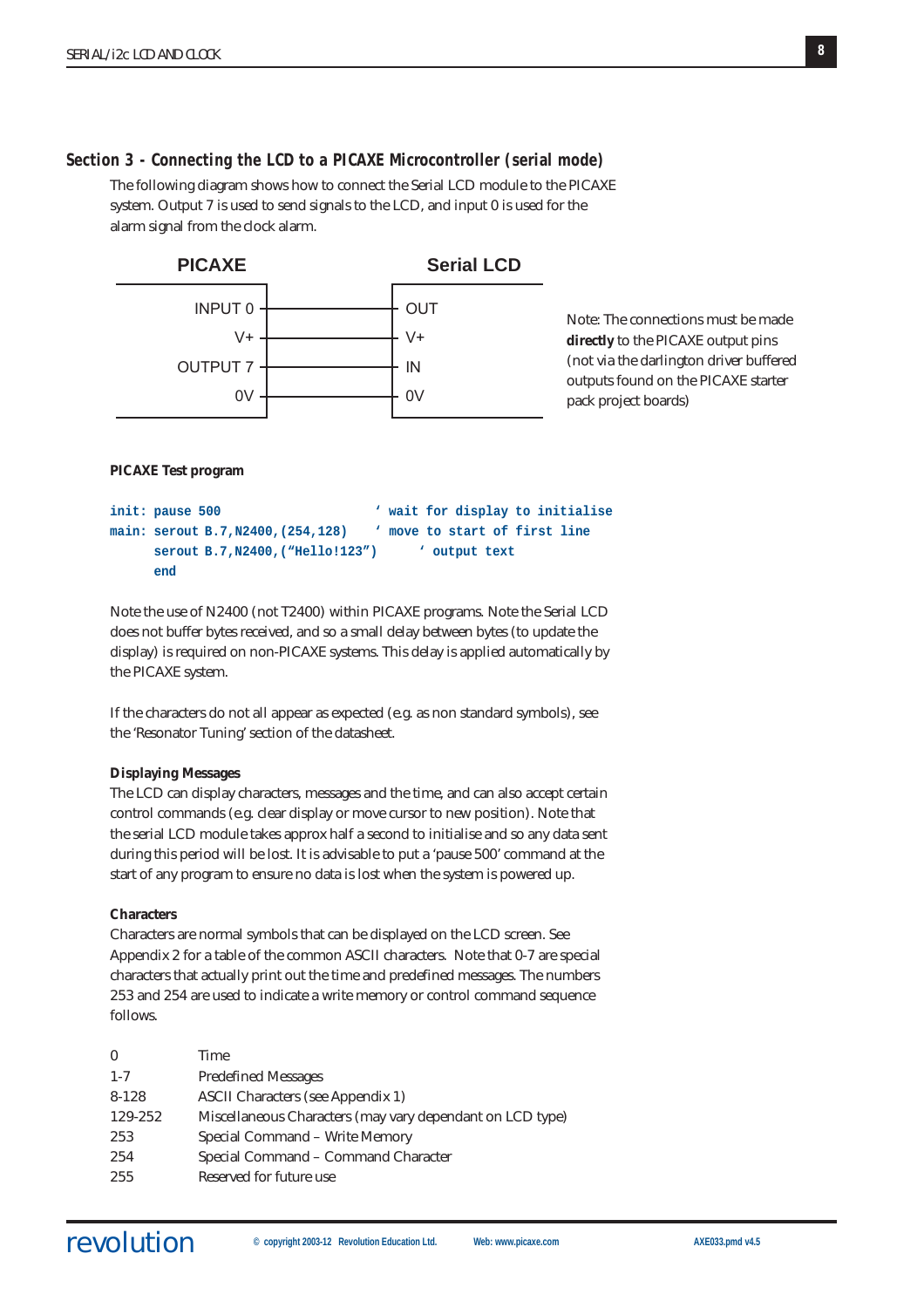## Section 3 - Connecting the LCD to a PICAXE Microcontroller (serial mode)

The following diagram shows how to connect the Serial LCD module to the PICAXE system. Output 7 is used to send signals to the LCD, and input 0 is used for the alarm signal from the clock alarm.

| PICAXE | Serial LCD |
|---|---|
| INPUT 0 | OUT |
| V+ | V+ |
| OUTPUT 7 | IN |
| 0V | 0V |

Note: The connections must be made **directly** to the PICAXE output pins (not via the darlington driver buffered outputs found on the PICAXE starter pack project boards)

**PICAXE Test program**

```
init: pause 500                   ' wait for display to initialise
main: serout B.7,N2400,(254,128)   ' move to start of first line
      serout B.7,N2400,("Hello!123")     ' output text
      end
```

Note the use of N2400 (not T2400) within PICAXE programs. Note the Serial LCD does not buffer bytes received, and so a small delay between bytes (to update the display) is required on non-PICAXE systems. This delay is applied automatically by the PICAXE system.

If the characters do not all appear as expected (e.g. as non standard symbols), see the 'Resonator Tuning' section of the datasheet.

**Displaying Messages**

The LCD can display characters, messages and the time, and can also accept certain control commands (e.g. clear display or move cursor to new position). Note that the serial LCD module takes approx half a second to initialise and so any data sent during this period will be lost. It is advisable to put a 'pause 500' command at the start of any program to ensure no data is lost when the system is powered up.

**Characters**

Characters are normal symbols that can be displayed on the LCD screen. See Appendix 2 for a table of the common ASCII characters. Note that 0-7 are special characters that actually print out the time and predefined messages. The numbers 253 and 254 are used to indicate a write memory or control command sequence follows.

| | |
|---|---|
| 0 | Time |
| 1-7 | Predefined Messages |
| 8-128 | ASCII Characters (see Appendix 1) |
| 129-252 | Miscellaneous Characters (may vary dependant on LCD type) |
| 253 | Special Command – Write Memory |
| 254 | Special Command – Command Character |
| 255 | Reserved for future use |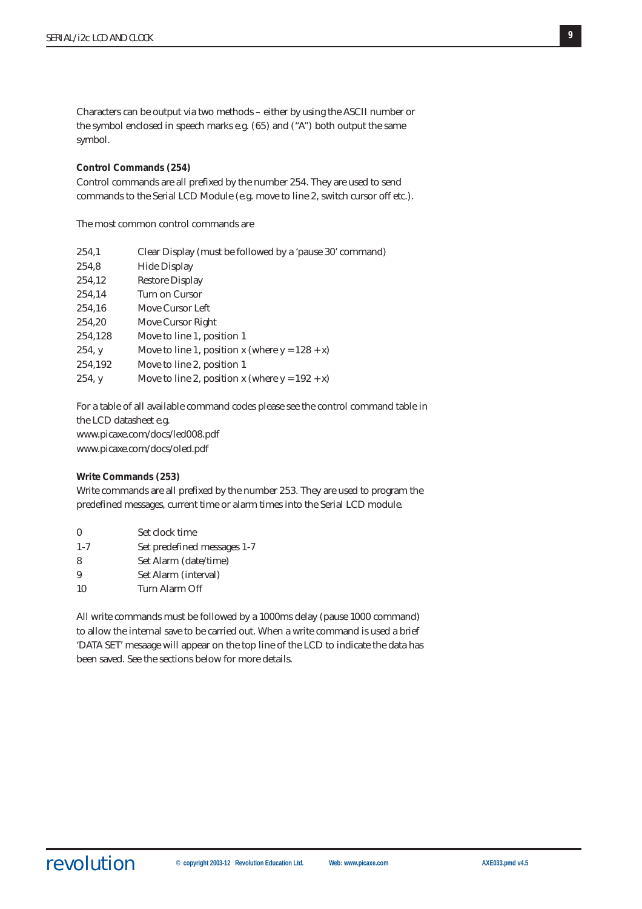Characters can be output via two methods – either by using the ASCII number or the symbol enclosed in speech marks e.g. (65) and ("A") both output the same symbol.

**Control Commands (254)**

Control commands are all prefixed by the number 254. They are used to send commands to the Serial LCD Module (e.g. move to line 2, switch cursor off etc.).

The most common control commands are

| | |
|---|---|
| 254,1 | Clear Display (must be followed by a 'pause 30' command) |
| 254,8 | Hide Display |
| 254,12 | Restore Display |
| 254,14 | Turn on Cursor |
| 254,16 | Move Cursor Left |
| 254,20 | Move Cursor Right |
| 254,128 | Move to line 1, position 1 |
| 254, y | Move to line 1, position x (where y = 128 + x) |
| 254,192 | Move to line 2, position 1 |
| 254, y | Move to line 2, position x (where y = 192 + x) |

For a table of all available command codes please see the control command table in the LCD datasheet e.g.
www.picaxe.com/docs/led008.pdf
www.picaxe.com/docs/oled.pdf

**Write Commands (253)**

Write commands are all prefixed by the number 253. They are used to program the predefined messages, current time or alarm times into the Serial LCD module.

| | |
|---|---|
| 0 | Set clock time |
| 1-7 | Set predefined messages 1-7 |
| 8 | Set Alarm (date/time) |
| 9 | Set Alarm (interval) |
| 10 | Turn Alarm Off |

All write commands must be followed by a 1000ms delay (pause 1000 command) to allow the internal save to be carried out. When a write command is used a brief 'DATA SET' mesaage will appear on the top line of the LCD to indicate the data has been saved. See the sections below for more details.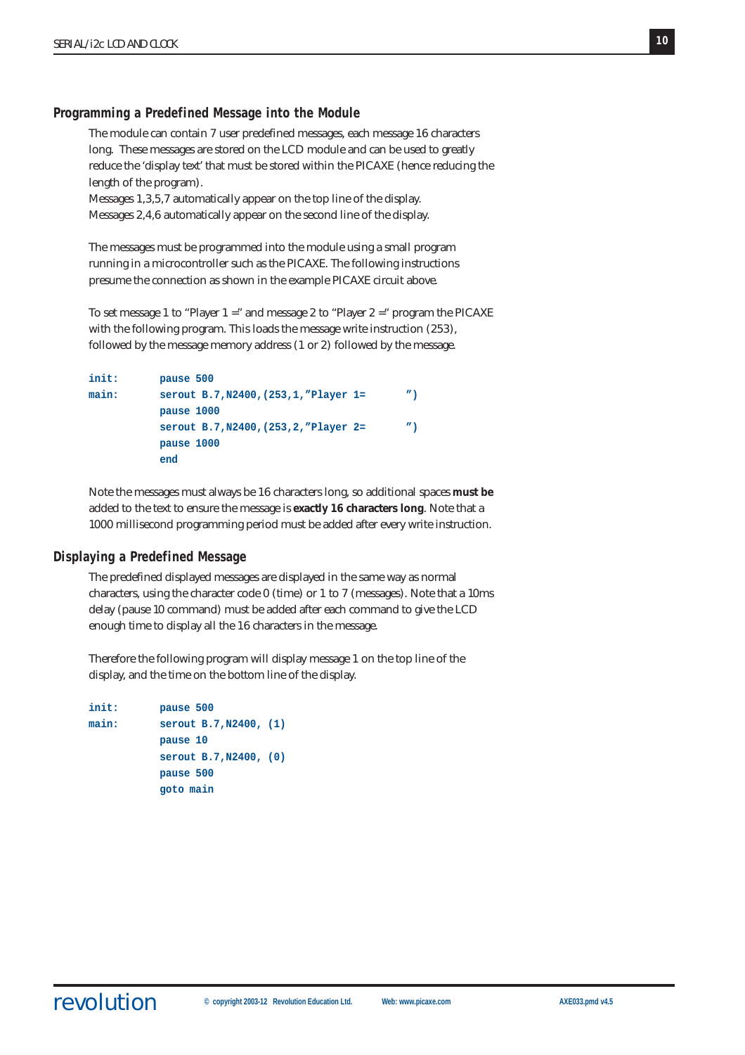## Programming a Predefined Message into the Module

The module can contain 7 user predefined messages, each message 16 characters long. These messages are stored on the LCD module and can be used to greatly reduce the 'display text' that must be stored within the PICAXE (hence reducing the length of the program).
Messages 1,3,5,7 automatically appear on the top line of the display.
Messages 2,4,6 automatically appear on the second line of the display.

The messages must be programmed into the module using a small program running in a microcontroller such as the PICAXE. The following instructions presume the connection as shown in the example PICAXE circuit above.

To set message 1 to "Player 1 =" and message 2 to "Player 2 =" program the PICAXE with the following program. This loads the message write instruction (253), followed by the message memory address (1 or 2) followed by the message.

```
init:   pause 500
main:   serout B.7,N2400,(253,1,"Player 1=       ")
        pause 1000
        serout B.7,N2400,(253,2,"Player 2=       ")
        pause 1000
        end
```

Note the messages must always be 16 characters long, so additional spaces **must be** added to the text to ensure the message is **exactly 16 characters long**. Note that a 1000 millisecond programming period must be added after every write instruction.

## Displaying a Predefined Message

The predefined displayed messages are displayed in the same way as normal characters, using the character code 0 (time) or 1 to 7 (messages). Note that a 10ms delay (pause 10 command) must be added after each command to give the LCD enough time to display all the 16 characters in the message.

Therefore the following program will display message 1 on the top line of the display, and the time on the bottom line of the display.

```
init:   pause 500
main:   serout B.7,N2400, (1)
        pause 10
        serout B.7,N2400, (0)
        pause 500
        goto main
```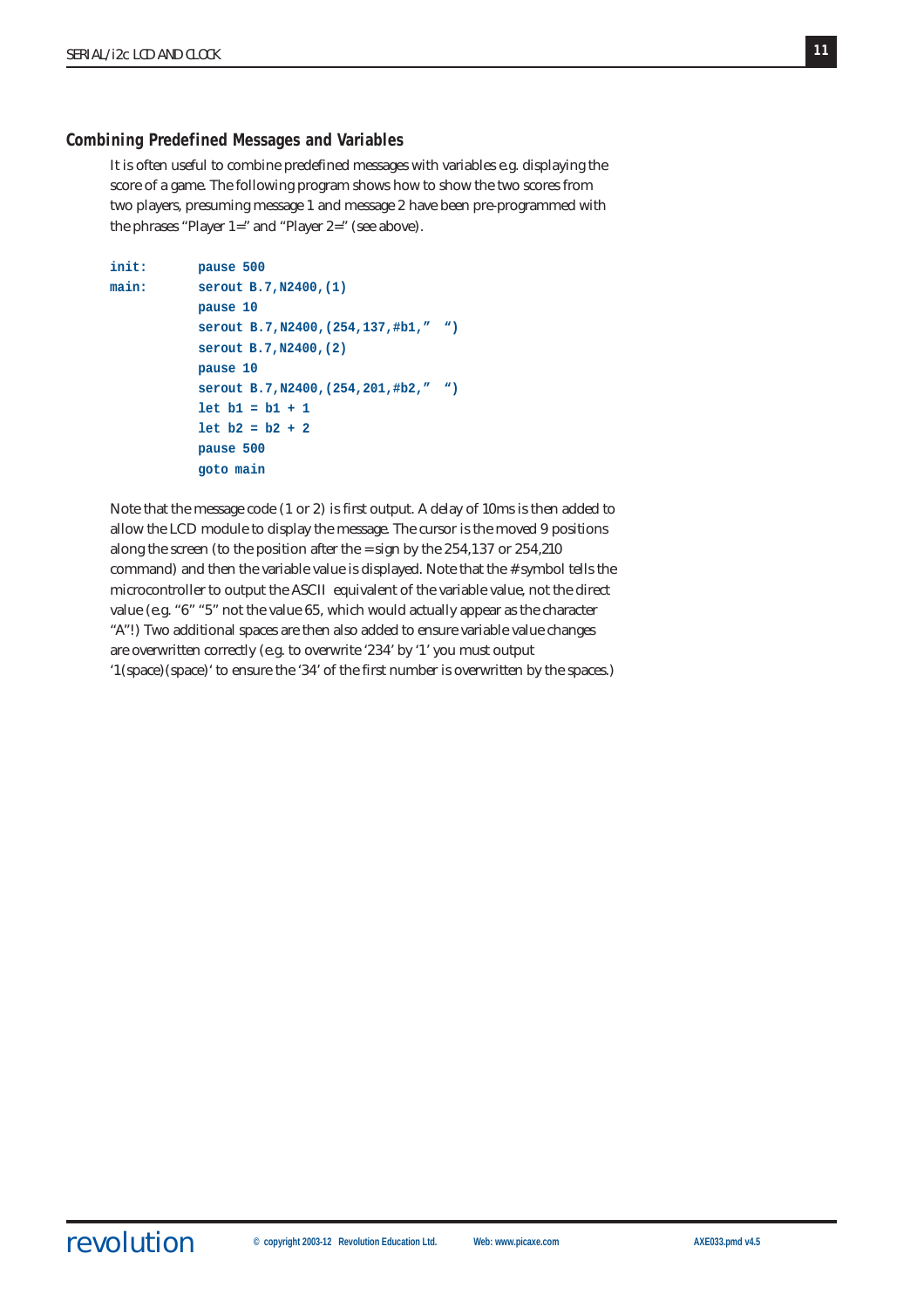## Combining Predefined Messages and Variables

It is often useful to combine predefined messages with variables e.g. displaying the score of a game. The following program shows how to show the two scores from two players, presuming message 1 and message 2 have been pre-programmed with the phrases "Player 1=" and "Player 2=" (see above).

```
init:     pause 500
main:     serout B.7,N2400,(1)
          pause 10
          serout B.7,N2400,(254,137,#b1,"  ")
          serout B.7,N2400,(2)
          pause 10
          serout B.7,N2400,(254,201,#b2,"  ")
          let b1 = b1 + 1
          let b2 = b2 + 2
          pause 500
          goto main
```

Note that the message code (1 or 2) is first output. A delay of 10ms is then added to allow the LCD module to display the message. The cursor is the moved 9 positions along the screen (to the position after the = sign by the 254,137 or 254,210 command) and then the variable value is displayed. Note that the # symbol tells the microcontroller to output the ASCII equivalent of the variable value, not the direct value (e.g. "6" "5" not the value 65, which would actually appear as the character "A"!) Two additional spaces are then also added to ensure variable value changes are overwritten correctly (e.g. to overwrite '234' by '1' you must output '1(space)(space)' to ensure the '34' of the first number is overwritten by the spaces.)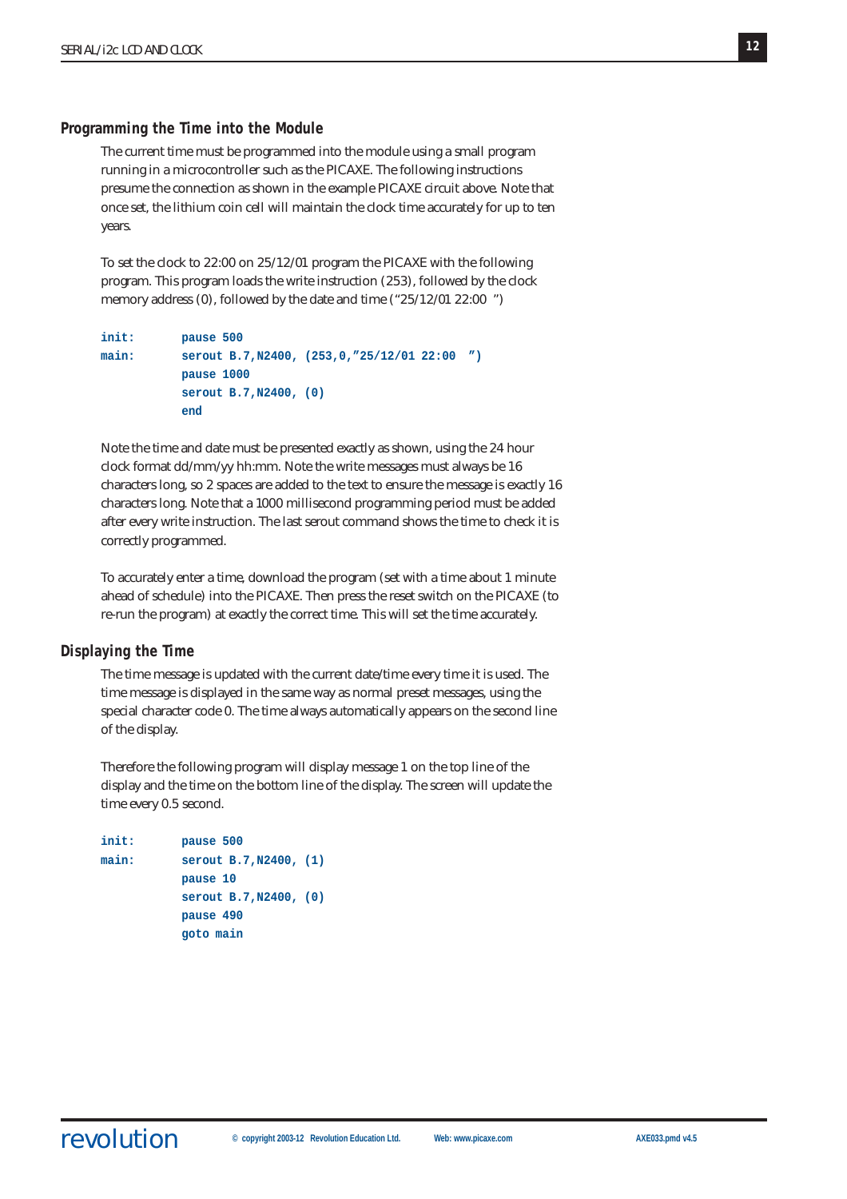## Programming the Time into the Module

The current time must be programmed into the module using a small program running in a microcontroller such as the PICAXE. The following instructions presume the connection as shown in the example PICAXE circuit above. Note that once set, the lithium coin cell will maintain the clock time accurately for up to ten years.

To set the clock to 22:00 on 25/12/01 program the PICAXE with the following program. This program loads the write instruction (253), followed by the clock memory address (0), followed by the date and time ("25/12/01 22:00  ")

```
init:    pause 500
main:    serout B.7,N2400, (253,0,"25/12/01 22:00  ")
         pause 1000
         serout B.7,N2400, (0)
         end
```

Note the time and date must be presented exactly as shown, using the 24 hour clock format dd/mm/yy hh:mm. Note the write messages must always be 16 characters long, so 2 spaces are added to the text to ensure the message is exactly 16 characters long. Note that a 1000 millisecond programming period must be added after every write instruction. The last serout command shows the time to check it is correctly programmed.

To accurately enter a time, download the program (set with a time about 1 minute ahead of schedule) into the PICAXE. Then press the reset switch on the PICAXE (to re-run the program) at exactly the correct time. This will set the time accurately.

## Displaying the Time

The time message is updated with the current date/time every time it is used. The time message is displayed in the same way as normal preset messages, using the special character code 0. The time always automatically appears on the second line of the display.

Therefore the following program will display message 1 on the top line of the display and the time on the bottom line of the display. The screen will update the time every 0.5 second.

```
init:    pause 500
main:    serout B.7,N2400, (1)
         pause 10
         serout B.7,N2400, (0)
         pause 490
         goto main
```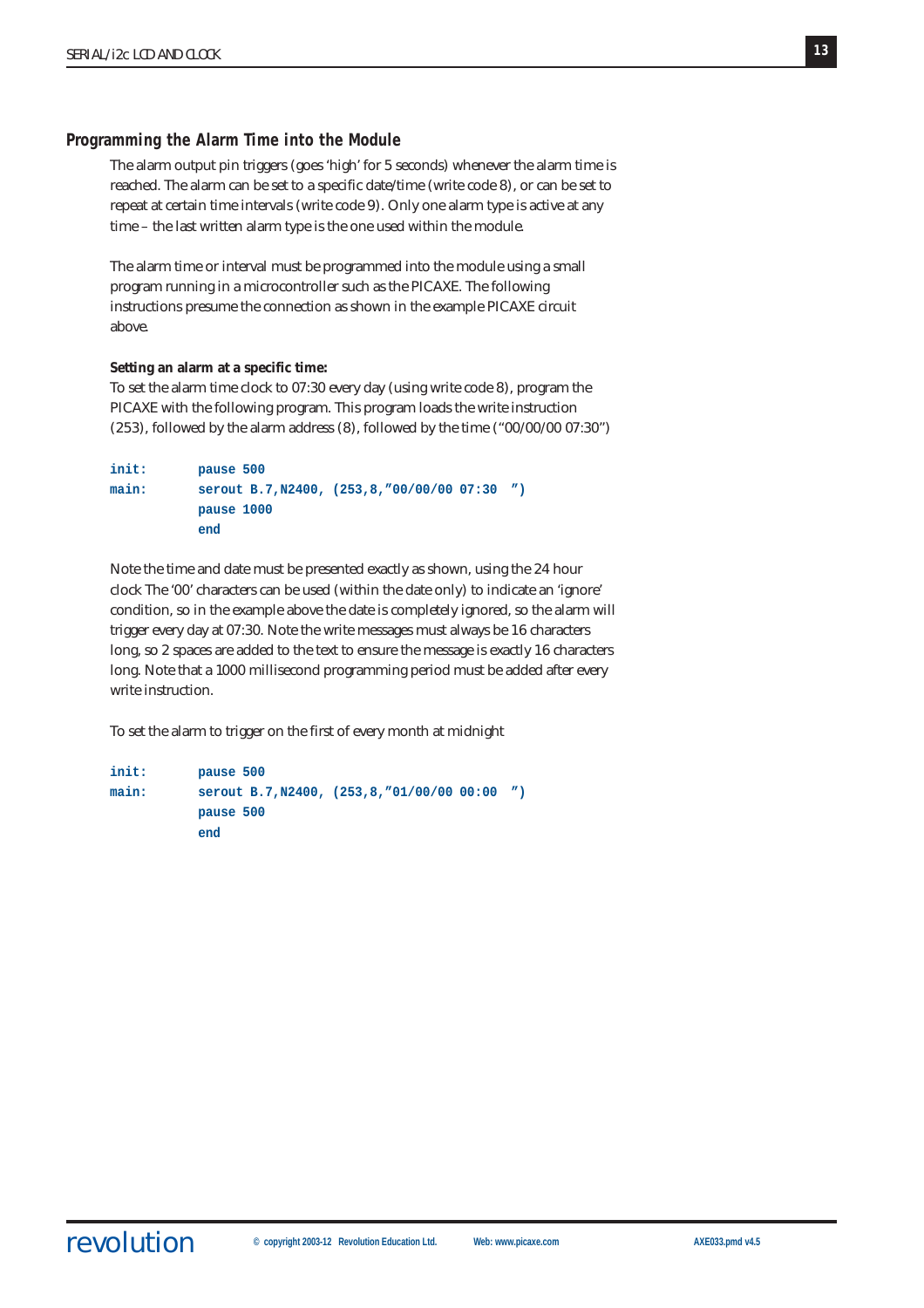## Programming the Alarm Time into the Module

The alarm output pin triggers (goes 'high' for 5 seconds) whenever the alarm time is reached. The alarm can be set to a specific date/time (write code 8), or can be set to repeat at certain time intervals (write code 9). Only one alarm type is active at any time – the last written alarm type is the one used within the module.

The alarm time or interval must be programmed into the module using a small program running in a microcontroller such as the PICAXE. The following instructions presume the connection as shown in the example PICAXE circuit above.

**Setting an alarm at a specific time:**

To set the alarm time clock to 07:30 every day (using write code 8), program the PICAXE with the following program. This program loads the write instruction (253), followed by the alarm address (8), followed by the time ("00/00/00 07:30")

```
init:       pause 500
main:       serout B.7,N2400, (253,8,"00/00/00 07:30  ")
            pause 1000
            end
```

Note the time and date must be presented exactly as shown, using the 24 hour clock The '00' characters can be used (within the date only) to indicate an 'ignore' condition, so in the example above the date is completely ignored, so the alarm will trigger every day at 07:30. Note the write messages must always be 16 characters long, so 2 spaces are added to the text to ensure the message is exactly 16 characters long. Note that a 1000 millisecond programming period must be added after every write instruction.

To set the alarm to trigger on the first of every month at midnight

```
init:       pause 500
main:       serout B.7,N2400, (253,8,"01/00/00 00:00  ")
            pause 500
            end
```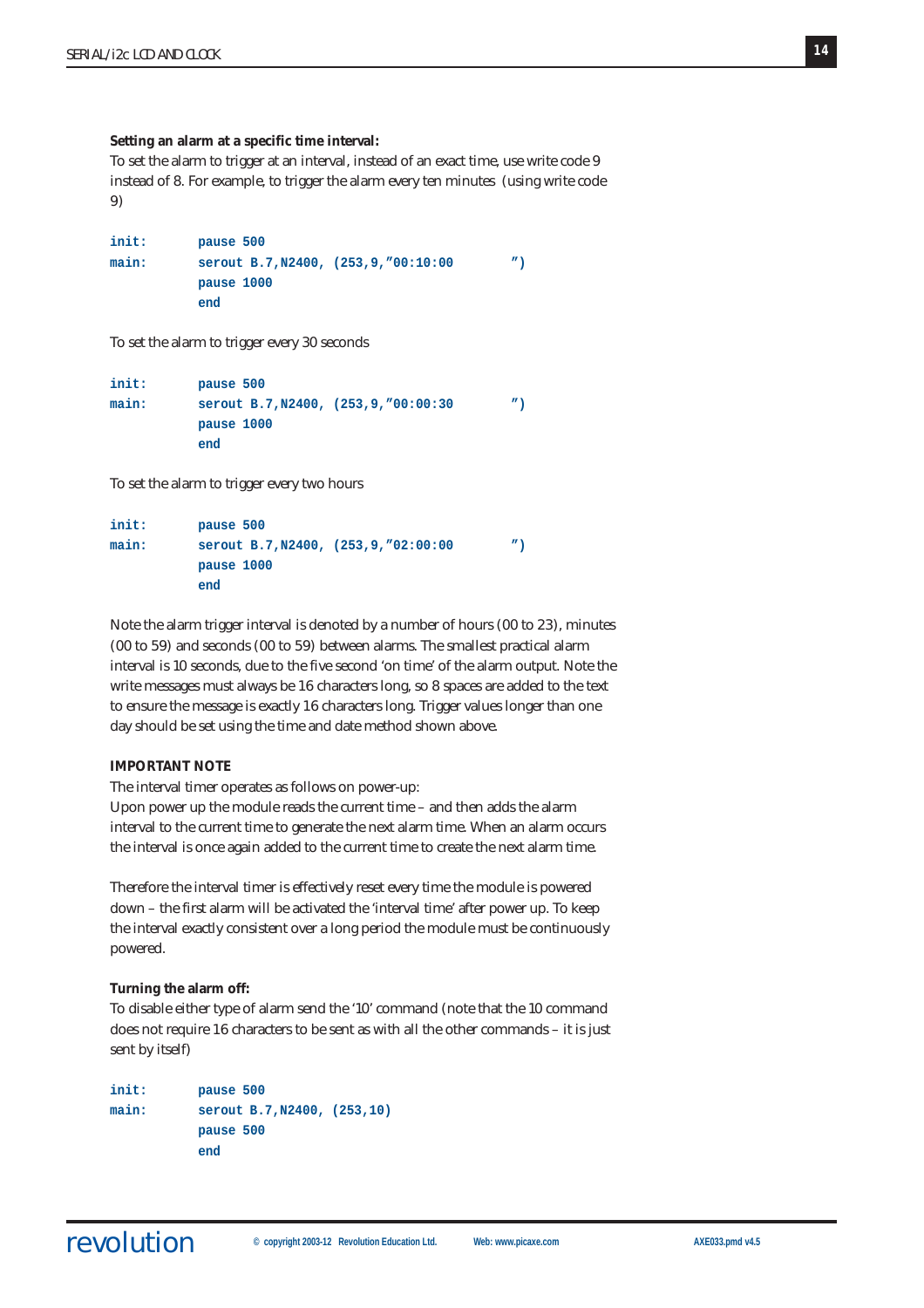**Setting an alarm at a specific time interval:**

To set the alarm to trigger at an interval, instead of an exact time, use write code 9 instead of 8. For example, to trigger the alarm every ten minutes (using write code 9)

```
init:       pause 500
main:       serout B.7,N2400, (253,9,"00:10:00        ")
            pause 1000
            end
```

To set the alarm to trigger every 30 seconds

```
init:       pause 500
main:       serout B.7,N2400, (253,9,"00:00:30        ")
            pause 1000
            end
```

To set the alarm to trigger every two hours

```
init:       pause 500
main:       serout B.7,N2400, (253,9,"02:00:00        ")
            pause 1000
            end
```

Note the alarm trigger interval is denoted by a number of hours (00 to 23), minutes (00 to 59) and seconds (00 to 59) between alarms. The smallest practical alarm interval is 10 seconds, due to the five second 'on time' of the alarm output. Note the write messages must always be 16 characters long, so 8 spaces are added to the text to ensure the message is exactly 16 characters long. Trigger values longer than one day should be set using the time and date method shown above.

**IMPORTANT NOTE**

The interval timer operates as follows on power-up:
Upon power up the module reads the current time – and then adds the alarm interval to the current time to generate the next alarm time. When an alarm occurs the interval is once again added to the current time to create the next alarm time.

Therefore the interval timer is effectively reset every time the module is powered down – the first alarm will be activated the 'interval time' after power up. To keep the interval exactly consistent over a long period the module must be continuously powered.

**Turning the alarm off:**

To disable either type of alarm send the '10' command (note that the 10 command does not require 16 characters to be sent as with all the other commands – it is just sent by itself)

```
init:       pause 500
main:       serout B.7,N2400, (253,10)
            pause 500
            end
```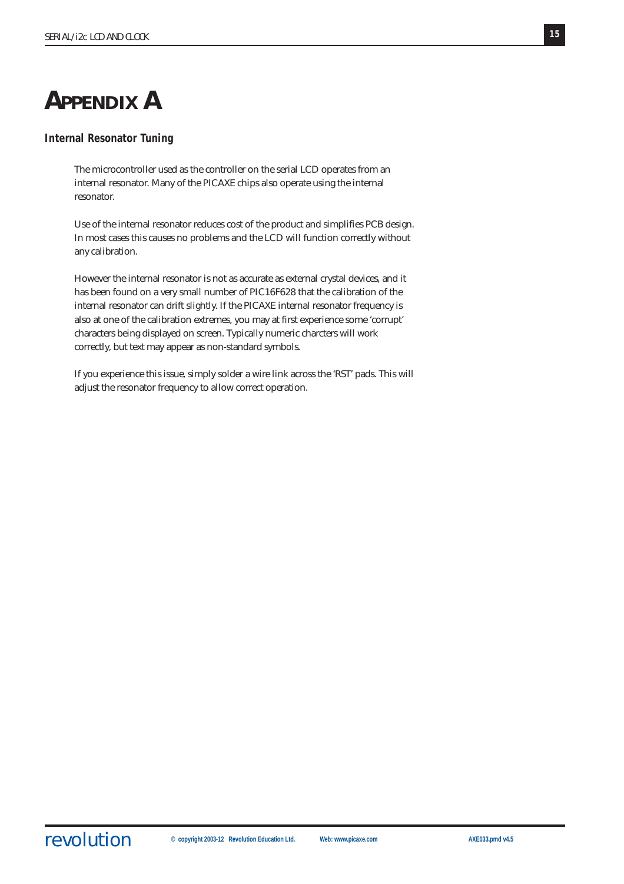# Appendix A

### Internal Resonator Tuning

The microcontroller used as the controller on the serial LCD operates from an internal resonator. Many of the PICAXE chips also operate using the internal resonator.

Use of the internal resonator reduces cost of the product and simplifies PCB design. In most cases this causes no problems and the LCD will function correctly without any calibration.

However the internal resonator is not as accurate as external crystal devices, and it has been found on a very small number of PIC16F628 that the calibration of the internal resonator can drift slightly. If the PICAXE internal resonator frequency is also at one of the calibration extremes, you may at first experience some 'corrupt' characters being displayed on screen. Typically numeric charcters will work correctly, but text may appear as non-standard symbols.

If you experience this issue, simply solder a wire link across the 'RST' pads. This will adjust the resonator frequency to allow correct operation.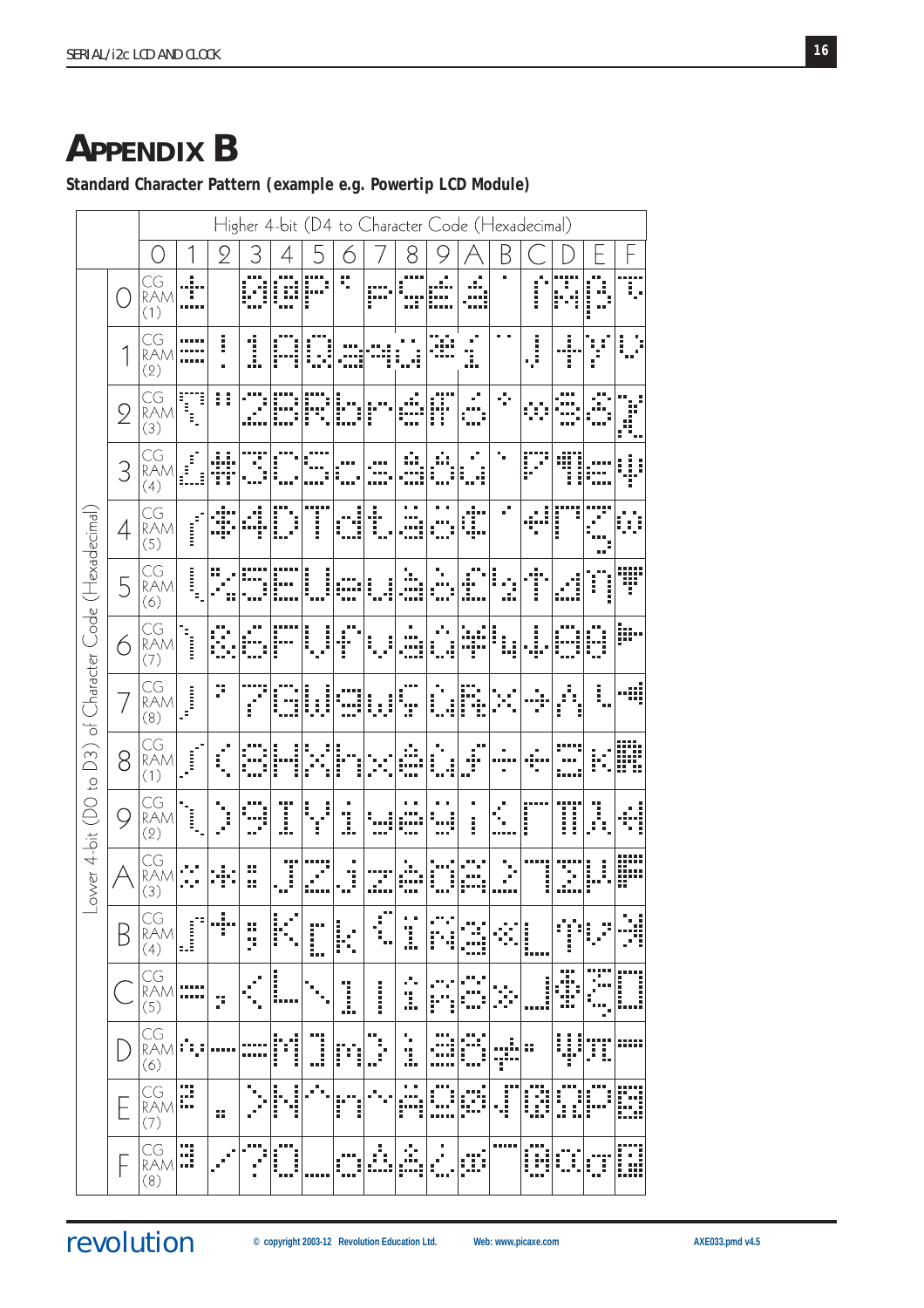# Appendix B

**Standard Character Pattern (example e.g. Powertip LCD Module)**

Higher 4-bit (D4 to Character Code (Hexadecimal)

0 1 2 3 4 5 6 7 8 9 A B C D E F

Lower 4-bit (D0 to D3) of Character Code (Hexadecimal)

0 1 2 3 4 5 6 7 8 9 A B C D E F

CG RAM (1)

CG RAM (2)

CG RAM (3)

CG RAM (4)

CG RAM (5)

CG RAM (6)

CG RAM (7)

CG RAM (8)

CG RAM (1)

CG RAM (2)

CG RAM (3)

CG RAM (4)

CG RAM (5)

CG RAM (6)

CG RAM (7)

CG RAM (8)